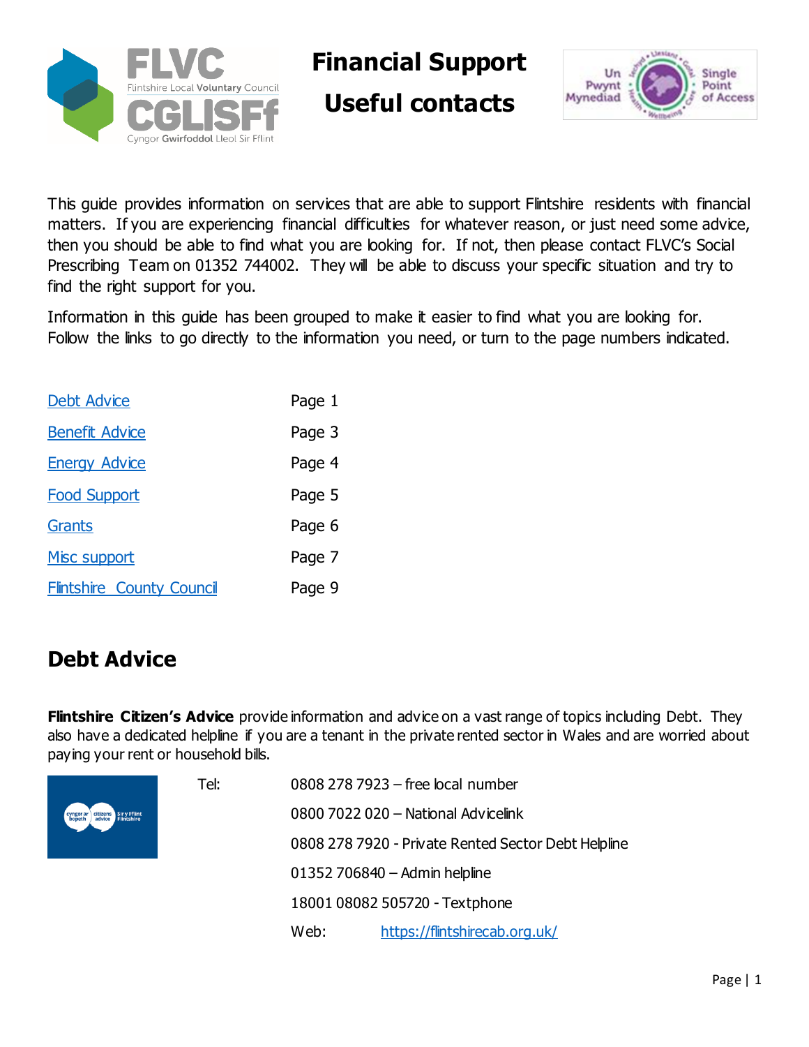# Financial Support Useful contacts

This guide provides information on services that are able to support Flintshire residents with financial matters. If you are experiencing financial difficulties for whatever reason, or just need some advice, then you should be able to find what you are looking for. If not, then please contact FLVC's Social Prescribing Team on 01352 744002. They will be able to discuss your specific situation and try to find the right support for you.

Information in this guide has been grouped to make it easier to find what you are looking for. Follow the links to go directly to the information you need, or turn to the page numbers indicated.

| | |
|---|---|
| Debt Advice | Page 1 |
| Benefit Advice | Page 3 |
| Energy Advice | Page 4 |
| Food Support | Page 5 |
| Grants | Page 6 |
| Misc support | Page 7 |
| Flintshire County Council | Page 9 |

## Debt Advice

**Flintshire Citizen's Advice** provide information and advice on a vast range of topics including Debt. They also have a dedicated helpline if you are a tenant in the private rented sector in Wales and are worried about paying your rent or household bills.

Tel:

0808 278 7923 – free local number

0800 7022 020 – National Advicelink

0808 278 7920 - Private Rented Sector Debt Helpline

01352 706840 – Admin helpline

18001 08082 505720 - Textphone

Web: https://flintshirecab.org.uk/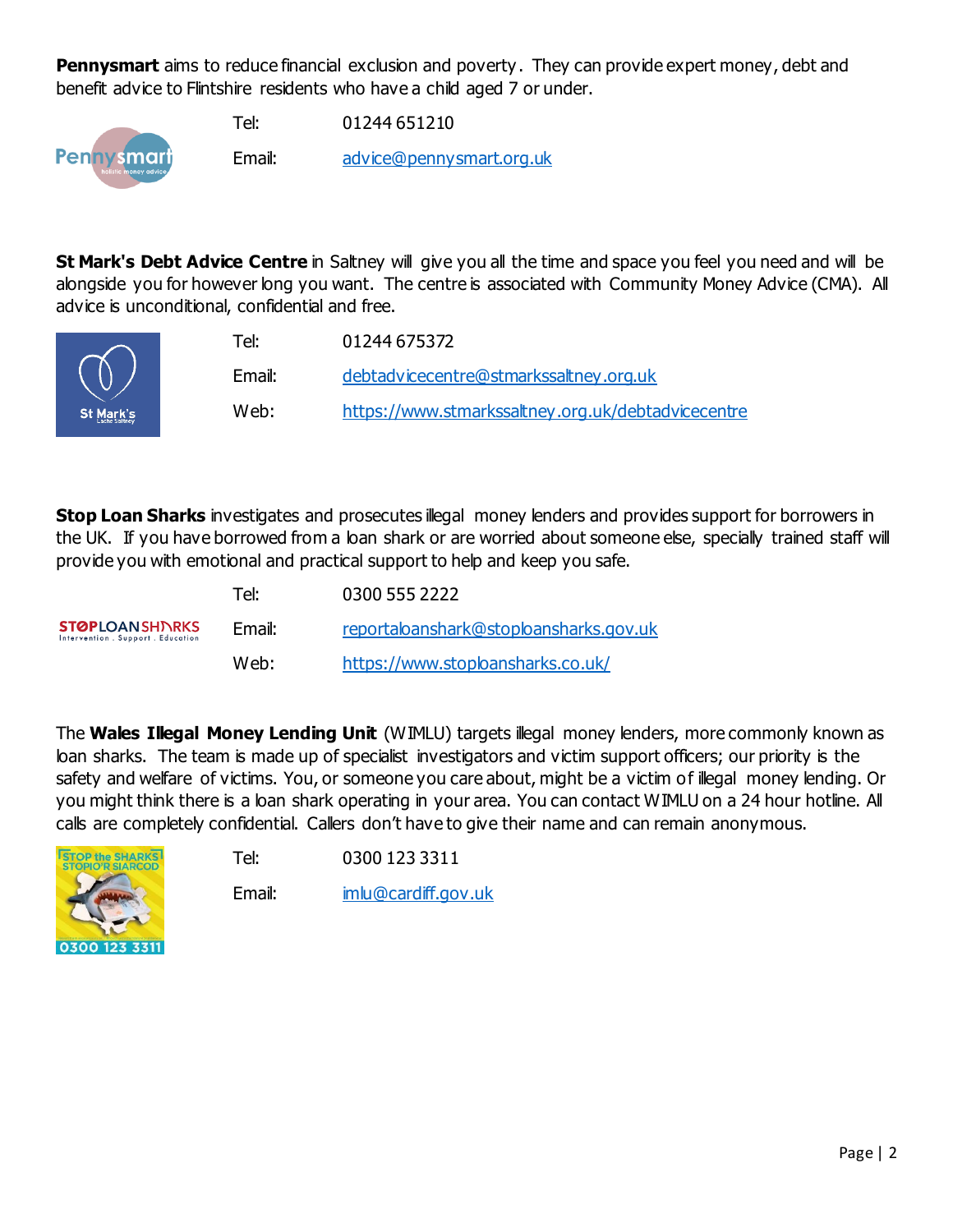**Pennysmart** aims to reduce financial exclusion and poverty. They can provide expert money, debt and benefit advice to Flintshire residents who have a child aged 7 or under.

Tel: 01244 651210

Email: advice@pennysmart.org.uk

**St Mark's Debt Advice Centre** in Saltney will give you all the time and space you feel you need and will be alongside you for however long you want. The centre is associated with Community Money Advice (CMA). All advice is unconditional, confidential and free.

Tel: 01244 675372

Email: debtadvicecentre@stmarkssaltney.org.uk

Web: https://www.stmarkssaltney.org.uk/debtadvicecentre

**Stop Loan Sharks** investigates and prosecutes illegal money lenders and provides support for borrowers in the UK. If you have borrowed from a loan shark or are worried about someone else, specially trained staff will provide you with emotional and practical support to help and keep you safe.

Tel: 0300 555 2222

Email: reportaloanshark@stoploansharks.gov.uk

Web: https://www.stoploansharks.co.uk/

The **Wales Illegal Money Lending Unit** (WIMLU) targets illegal money lenders, more commonly known as loan sharks. The team is made up of specialist investigators and victim support officers; our priority is the safety and welfare of victims. You, or someone you care about, might be a victim of illegal money lending. Or you might think there is a loan shark operating in your area. You can contact WIMLU on a 24 hour hotline. All calls are completely confidential. Callers don't have to give their name and can remain anonymous.

Tel: 0300 123 3311

Email: imlu@cardiff.gov.uk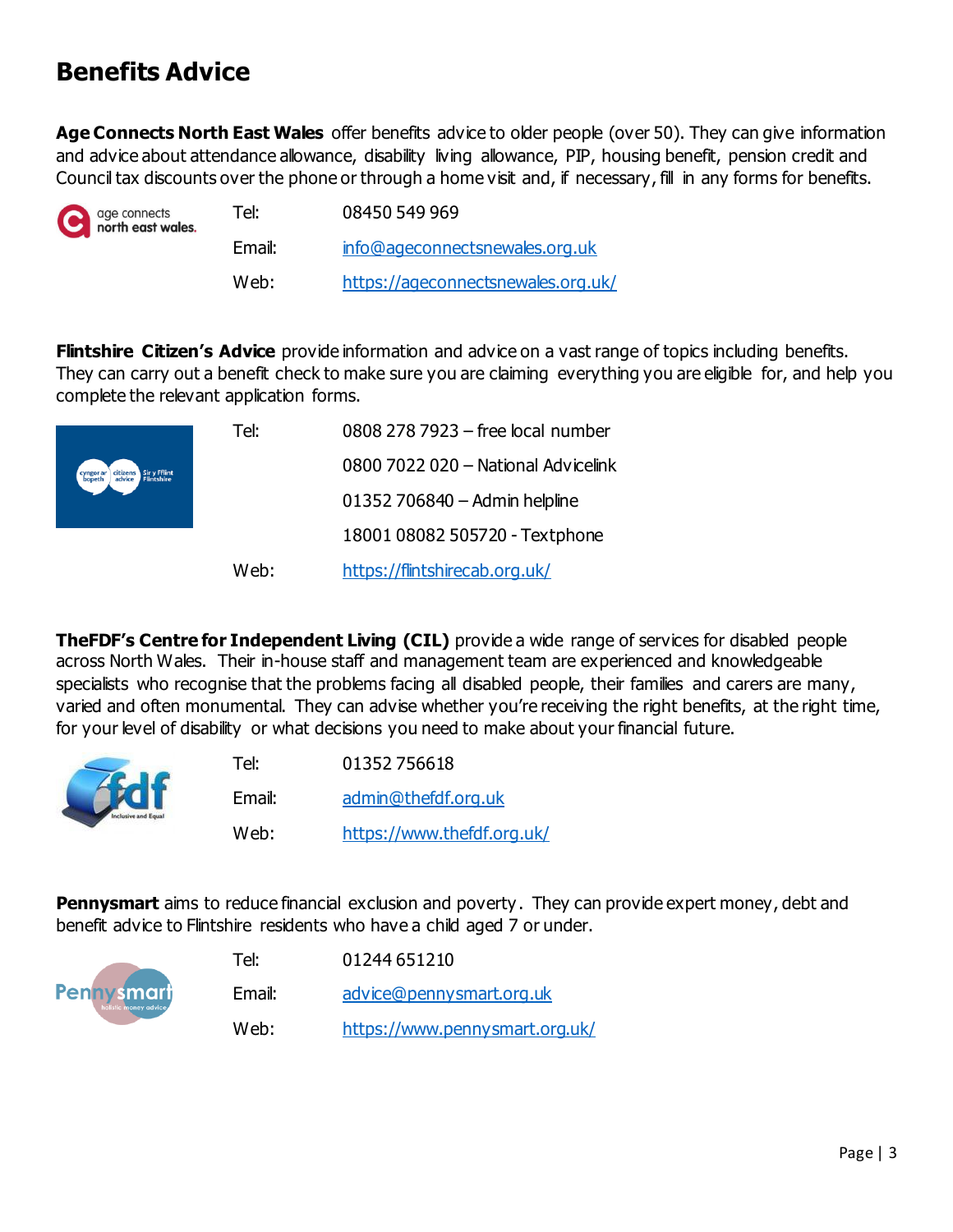# Benefits Advice

**Age Connects North East Wales** offer benefits advice to older people (over 50). They can give information and advice about attendance allowance, disability living allowance, PIP, housing benefit, pension credit and Council tax discounts over the phone or through a home visit and, if necessary, fill in any forms for benefits.

Tel: 08450 549 969

Email: info@ageconnectsnewales.org.uk

Web: https://ageconnectsnewales.org.uk/

**Flintshire Citizen's Advice** provide information and advice on a vast range of topics including benefits. They can carry out a benefit check to make sure you are claiming everything you are eligible for, and help you complete the relevant application forms.

Tel: 0808 278 7923 – free local number

0800 7022 020 – National Advicelink

01352 706840 – Admin helpline

18001 08082 505720 - Textphone

Web: https://flintshirecab.org.uk/

**TheFDF's Centre for Independent Living (CIL)** provide a wide range of services for disabled people across North Wales. Their in-house staff and management team are experienced and knowledgeable specialists who recognise that the problems facing all disabled people, their families and carers are many, varied and often monumental. They can advise whether you're receiving the right benefits, at the right time, for your level of disability or what decisions you need to make about your financial future.

Tel: 01352 756618

Email: admin@thefdf.org.uk

Web: https://www.thefdf.org.uk/

**Pennysmart** aims to reduce financial exclusion and poverty. They can provide expert money, debt and benefit advice to Flintshire residents who have a child aged 7 or under.

Tel: 01244 651210

Email: advice@pennysmart.org.uk

Web: https://www.pennysmart.org.uk/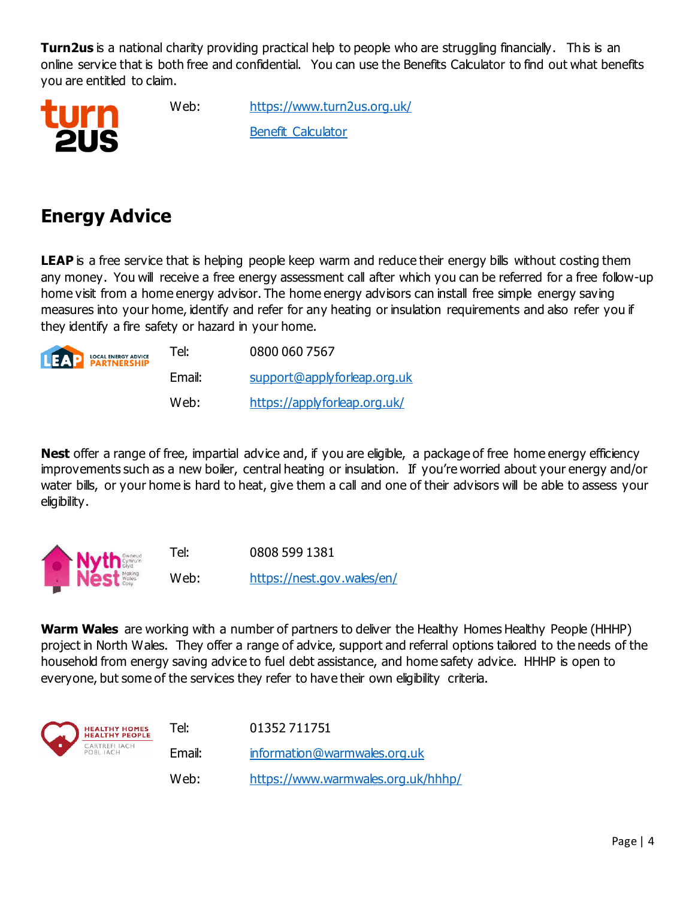**Turn2us** is a national charity providing practical help to people who are struggling financially. This is an online service that is both free and confidential. You can use the Benefits Calculator to find out what benefits you are entitled to claim.

Web: [https://www.turn2us.org.uk/](https://www.turn2us.org.uk/)

[Benefit Calculator]()

## Energy Advice

**LEAP** is a free service that is helping people keep warm and reduce their energy bills without costing them any money. You will receive a free energy assessment call after which you can be referred for a free follow-up home visit from a home energy advisor. The home energy advisors can install free simple energy saving measures into your home, identify and refer for any heating or insulation requirements and also refer you if they identify a fire safety or hazard in your home.

Tel: 0800 060 7567

Email: [support@applyforleap.org.uk](mailto:support@applyforleap.org.uk)

Web: [https://applyforleap.org.uk/](https://applyforleap.org.uk/)

**Nest** offer a range of free, impartial advice and, if you are eligible, a package of free home energy efficiency improvements such as a new boiler, central heating or insulation. If you're worried about your energy and/or water bills, or your home is hard to heat, give them a call and one of their advisors will be able to assess your eligibility.

Tel: 0808 599 1381

Web: [https://nest.gov.wales/en/](https://nest.gov.wales/en/)

**Warm Wales** are working with a number of partners to deliver the Healthy Homes Healthy People (HHHP) project in North Wales. They offer a range of advice, support and referral options tailored to the needs of the household from energy saving advice to fuel debt assistance, and home safety advice. HHHP is open to everyone, but some of the services they refer to have their own eligibility criteria.

Tel: 01352 711751

Email: [information@warmwales.org.uk](mailto:information@warmwales.org.uk)

Web: [https://www.warmwales.org.uk/hhhp/](https://www.warmwales.org.uk/hhhp/)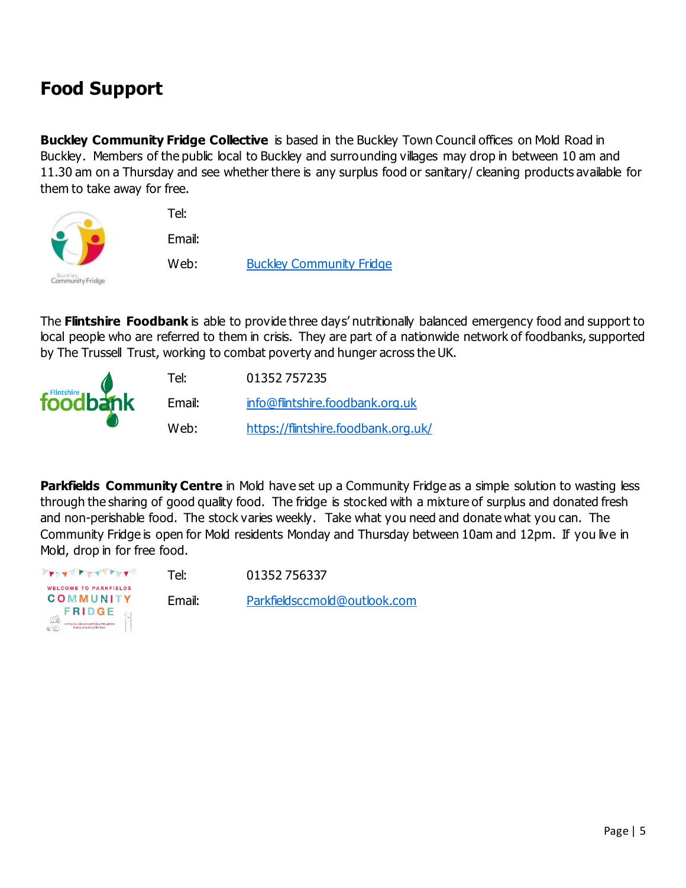# Food Support

**Buckley Community Fridge Collective** is based in the Buckley Town Council offices on Mold Road in Buckley. Members of the public local to Buckley and surrounding villages may drop in between 10 am and 11.30 am on a Thursday and see whether there is any surplus food or sanitary/ cleaning products available for them to take away for free.

Tel:

Email:

Web: Buckley Community Fridge

The **Flintshire Foodbank** is able to provide three days' nutritionally balanced emergency food and support to local people who are referred to them in crisis. They are part of a nationwide network of foodbanks, supported by The Trussell Trust, working to combat poverty and hunger across the UK.

Tel: 01352 757235

Email: info@flintshire.foodbank.org.uk

Web: https://flintshire.foodbank.org.uk/

**Parkfields Community Centre** in Mold have set up a Community Fridge as a simple solution to wasting less through the sharing of good quality food. The fridge is stocked with a mixture of surplus and donated fresh and non-perishable food. The stock varies weekly. Take what you need and donate what you can. The Community Fridge is open for Mold residents Monday and Thursday between 10am and 12pm. If you live in Mold, drop in for free food.

Tel: 01352 756337

Email: Parkfieldsccmold@outlook.com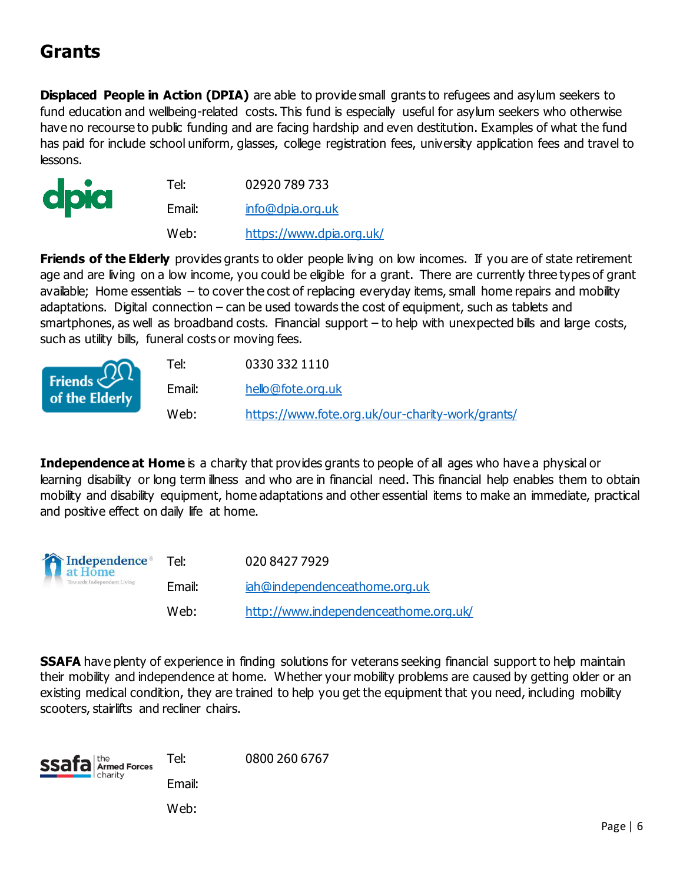# Grants

**Displaced People in Action (DPIA)** are able to provide small grants to refugees and asylum seekers to fund education and wellbeing-related costs. This fund is especially useful for asylum seekers who otherwise have no recourse to public funding and are facing hardship and even destitution. Examples of what the fund has paid for include school uniform, glasses, college registration fees, university application fees and travel to lessons.

| | |
|---|---|
| Tel: | 02920 789 733 |
| Email: | info@dpia.org.uk |
| Web: | https://www.dpia.org.uk/ |

**Friends of the Elderly** provides grants to older people living on low incomes. If you are of state retirement age and are living on a low income, you could be eligible for a grant. There are currently three types of grant available; Home essentials – to cover the cost of replacing everyday items, small home repairs and mobility adaptations. Digital connection – can be used towards the cost of equipment, such as tablets and smartphones, as well as broadband costs. Financial support – to help with unexpected bills and large costs, such as utility bills, funeral costs or moving fees.

| | |
|---|---|
| Tel: | 0330 332 1110 |
| Email: | hello@fote.org.uk |
| Web: | https://www.fote.org.uk/our-charity-work/grants/ |

**Independence at Home** is a charity that provides grants to people of all ages who have a physical or learning disability or long term illness and who are in financial need. This financial help enables them to obtain mobility and disability equipment, home adaptations and other essential items to make an immediate, practical and positive effect on daily life at home.

| | |
|---|---|
| Tel: | 020 8427 7929 |
| Email: | iah@independenceathome.org.uk |
| Web: | http://www.independenceathome.org.uk/ |

**SSAFA** have plenty of experience in finding solutions for veterans seeking financial support to help maintain their mobility and independence at home. Whether your mobility problems are caused by getting older or an existing medical condition, they are trained to help you get the equipment that you need, including mobility scooters, stairlifts and recliner chairs.

| | |
|---|---|
| Tel: | 0800 260 6767 |
| Email: | |
| Web: | |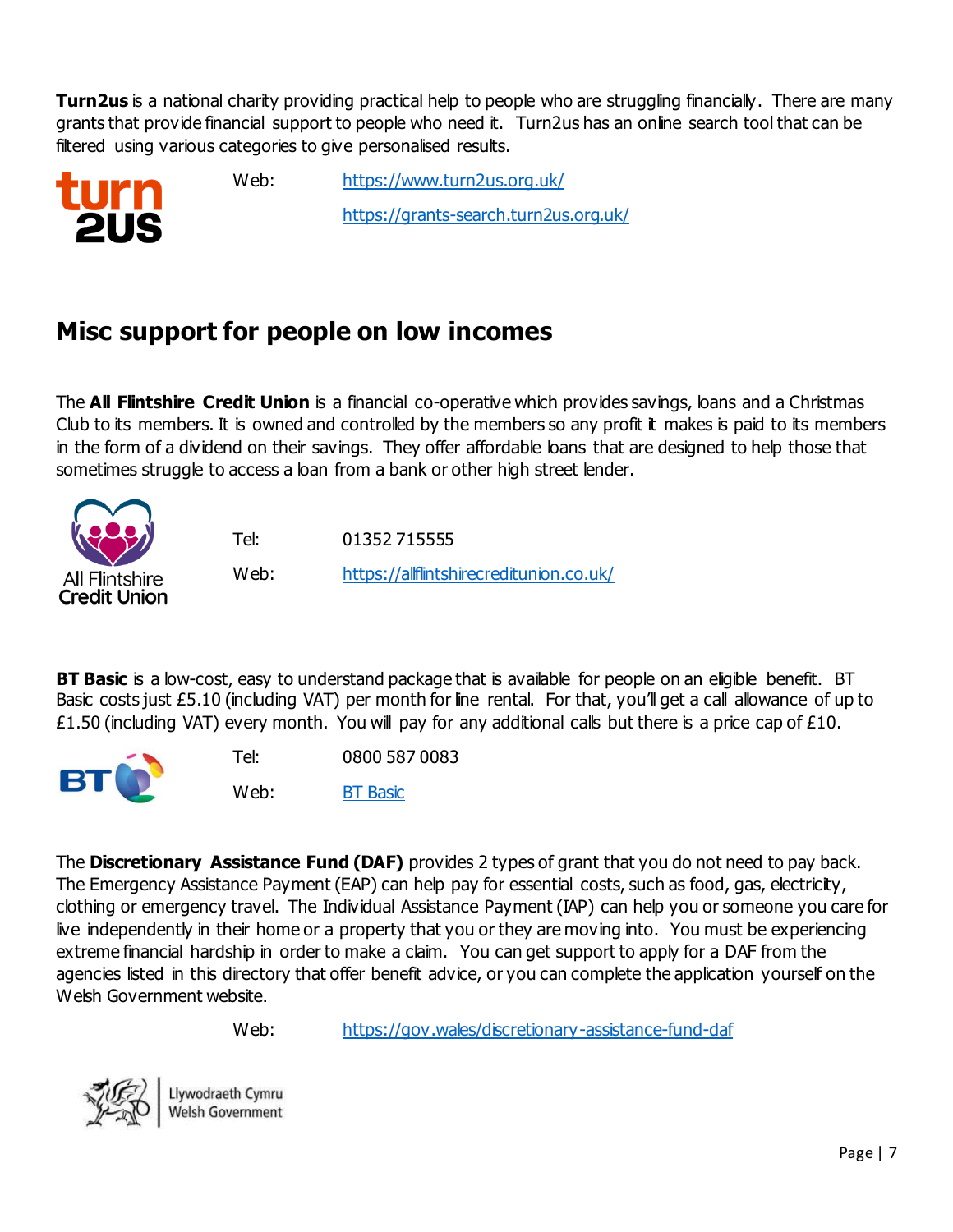**Turn2us** is a national charity providing practical help to people who are struggling financially. There are many grants that provide financial support to people who need it. Turn2us has an online search tool that can be filtered using various categories to give personalised results.

Web: https://www.turn2us.org.uk/

https://grants-search.turn2us.org.uk/

## Misc support for people on low incomes

The **All Flintshire Credit Union** is a financial co-operative which provides savings, loans and a Christmas Club to its members. It is owned and controlled by the members so any profit it makes is paid to its members in the form of a dividend on their savings. They offer affordable loans that are designed to help those that sometimes struggle to access a loan from a bank or other high street lender.

Tel: 01352 715555

Web: https://allflintshirecreditunion.co.uk/

**BT Basic** is a low-cost, easy to understand package that is available for people on an eligible benefit. BT Basic costs just £5.10 (including VAT) per month for line rental. For that, you'll get a call allowance of up to £1.50 (including VAT) every month. You will pay for any additional calls but there is a price cap of £10.

Tel: 0800 587 0083

Web: BT Basic

The **Discretionary Assistance Fund (DAF)** provides 2 types of grant that you do not need to pay back. The Emergency Assistance Payment (EAP) can help pay for essential costs, such as food, gas, electricity, clothing or emergency travel. The Individual Assistance Payment (IAP) can help you or someone you care for live independently in their home or a property that you or they are moving into. You must be experiencing extreme financial hardship in order to make a claim. You can get support to apply for a DAF from the agencies listed in this directory that offer benefit advice, or you can complete the application yourself on the Welsh Government website.

Web: https://gov.wales/discretionary-assistance-fund-daf

Llywodraeth Cymru
Welsh Government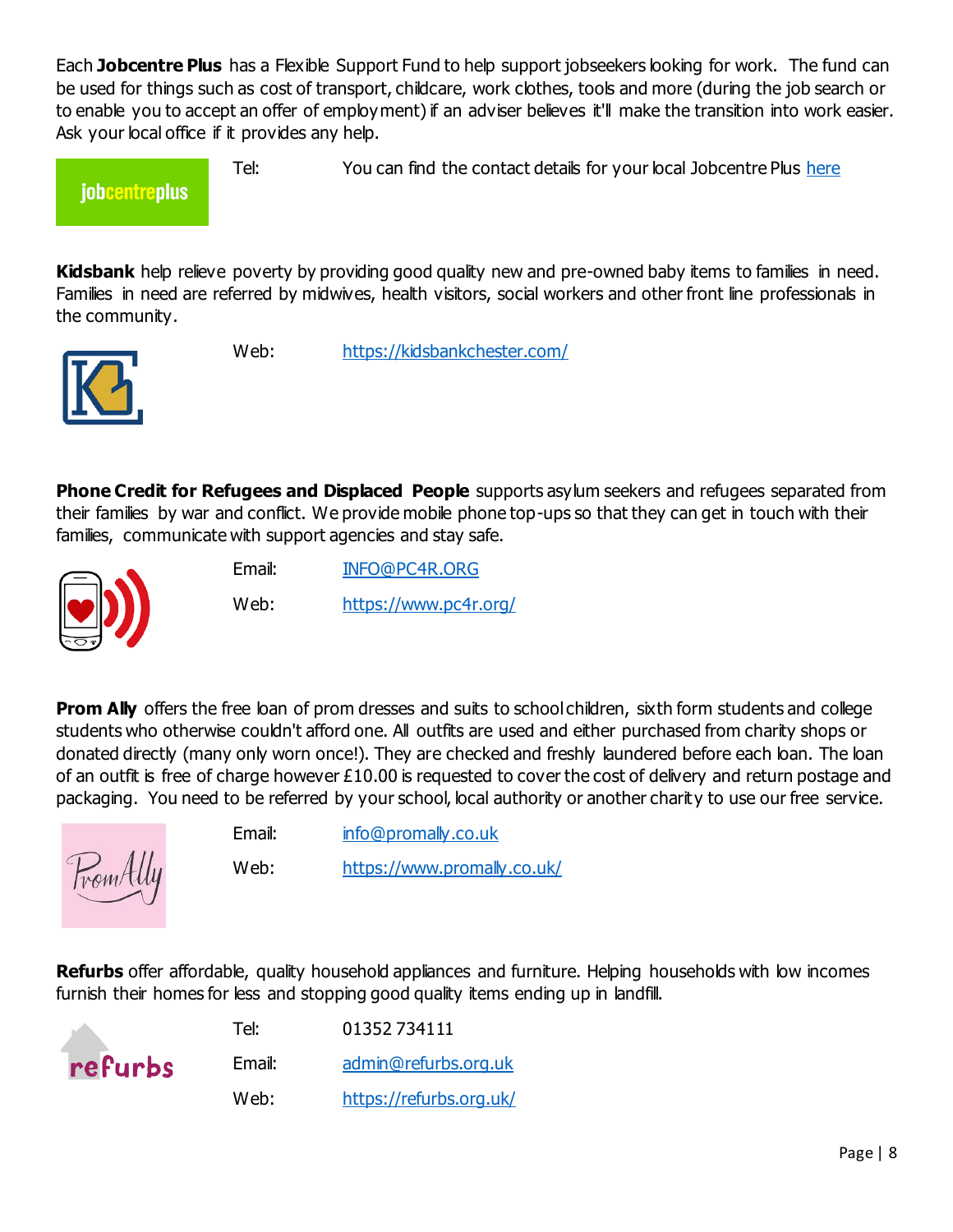Each **Jobcentre Plus** has a Flexible Support Fund to help support jobseekers looking for work. The fund can be used for things such as cost of transport, childcare, work clothes, tools and more (during the job search or to enable you to accept an offer of employment) if an adviser believes it'll make the transition into work easier. Ask your local office if it provides any help.

Tel: You can find the contact details for your local Jobcentre Plus here

**Kidsbank** help relieve poverty by providing good quality new and pre-owned baby items to families in need. Families in need are referred by midwives, health visitors, social workers and other front line professionals in the community.

Web: https://kidsbankchester.com/

**Phone Credit for Refugees and Displaced People** supports asylum seekers and refugees separated from their families by war and conflict. We provide mobile phone top-ups so that they can get in touch with their families, communicate with support agencies and stay safe.

Email: INFO@PC4R.ORG

Web: https://www.pc4r.org/

**Prom Ally** offers the free loan of prom dresses and suits to school children, sixth form students and college students who otherwise couldn't afford one. All outfits are used and either purchased from charity shops or donated directly (many only worn once!). They are checked and freshly laundered before each loan. The loan of an outfit is free of charge however £10.00 is requested to cover the cost of delivery and return postage and packaging. You need to be referred by your school, local authority or another charity to use our free service.

Email: info@promally.co.uk

Web: https://www.promally.co.uk/

**Refurbs** offer affordable, quality household appliances and furniture. Helping households with low incomes furnish their homes for less and stopping good quality items ending up in landfill.

Tel: 01352 734111

Email: admin@refurbs.org.uk

Web: https://refurbs.org.uk/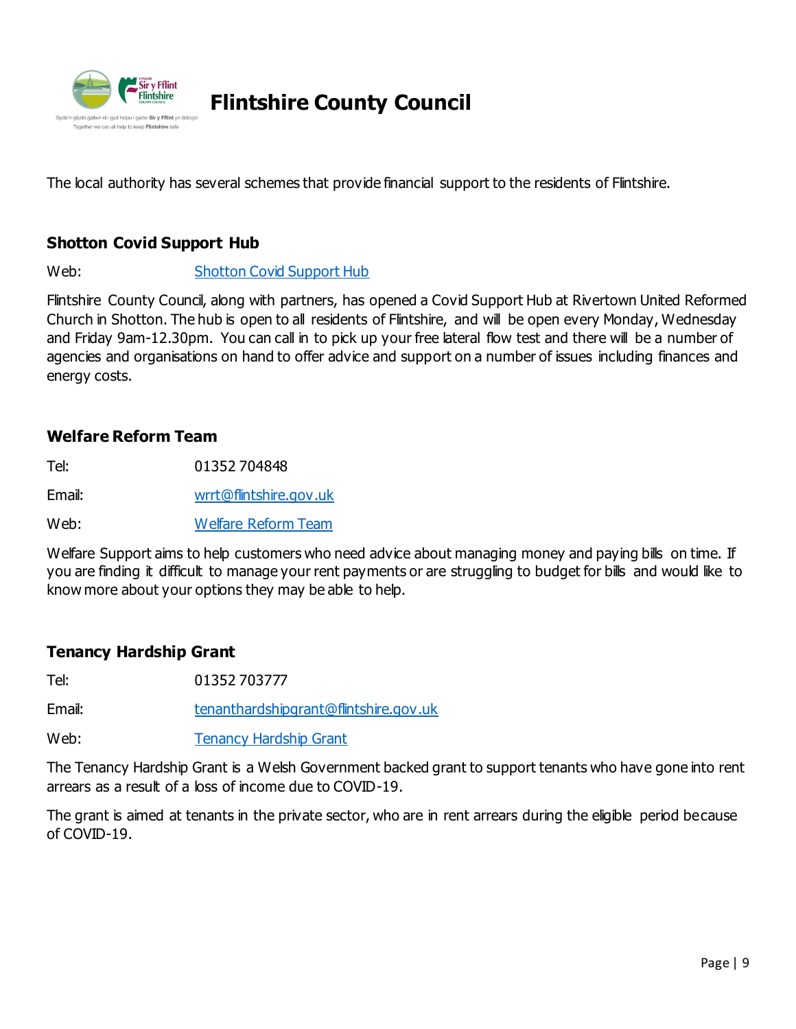# Flintshire County Council

The local authority has several schemes that provide financial support to the residents of Flintshire.

### Shotton Covid Support Hub

Web: [Shotton Covid Support Hub]()

Flintshire County Council, along with partners, has opened a Covid Support Hub at Rivertown United Reformed Church in Shotton. The hub is open to all residents of Flintshire, and will be open every Monday, Wednesday and Friday 9am-12.30pm. You can call in to pick up your free lateral flow test and there will be a number of agencies and organisations on hand to offer advice and support on a number of issues including finances and energy costs.

### Welfare Reform Team

Tel: 01352 704848

Email: wrrt@flintshire.gov.uk

Web: [Welfare Reform Team]()

Welfare Support aims to help customers who need advice about managing money and paying bills on time. If you are finding it difficult to manage your rent payments or are struggling to budget for bills and would like to know more about your options they may be able to help.

### Tenancy Hardship Grant

Tel: 01352 703777

Email: tenanthardshipgrant@flintshire.gov.uk

Web: [Tenancy Hardship Grant]()

The Tenancy Hardship Grant is a Welsh Government backed grant to support tenants who have gone into rent arrears as a result of a loss of income due to COVID-19.

The grant is aimed at tenants in the private sector, who are in rent arrears during the eligible period because of COVID-19.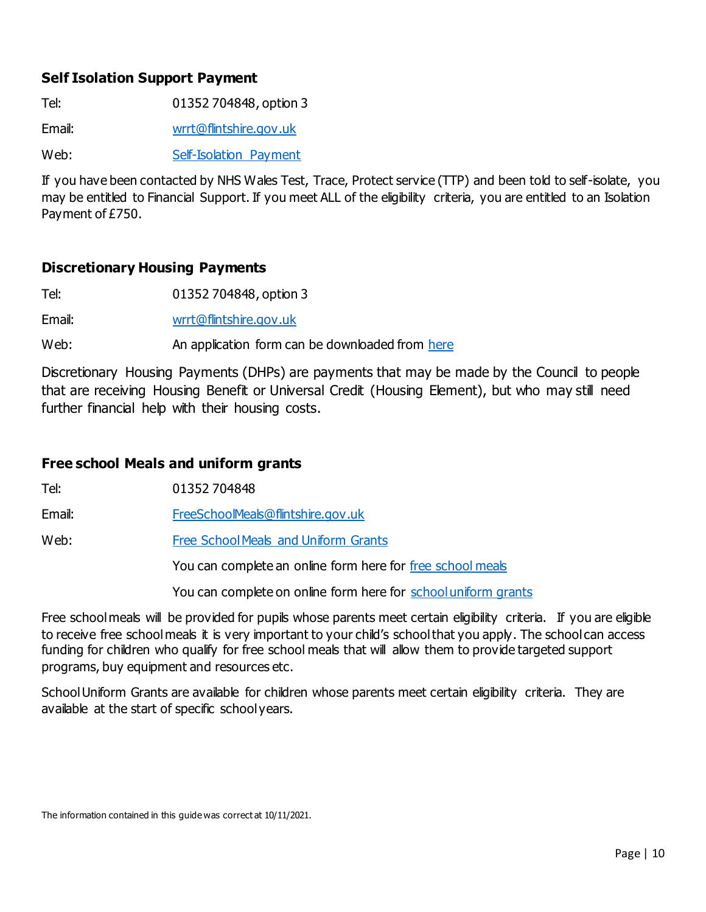### Self Isolation Support Payment

Tel: 01352 704848, option 3

Email: wrrt@flintshire.gov.uk

Web: Self-Isolation Payment

If you have been contacted by NHS Wales Test, Trace, Protect service (TTP) and been told to self-isolate, you may be entitled to Financial Support. If you meet ALL of the eligibility criteria, you are entitled to an Isolation Payment of £750.

### Discretionary Housing Payments

Tel: 01352 704848, option 3

Email: wrrt@flintshire.gov.uk

Web: An application form can be downloaded from here

Discretionary Housing Payments (DHPs) are payments that may be made by the Council to people that are receiving Housing Benefit or Universal Credit (Housing Element), but who may still need further financial help with their housing costs.

### Free school Meals and uniform grants

Tel: 01352 704848

Email: FreeSchoolMeals@flintshire.gov.uk

Web: Free School Meals and Uniform Grants

You can complete an online form here for free school meals

You can complete on online form here for school uniform grants

Free school meals will be provided for pupils whose parents meet certain eligibility criteria. If you are eligible to receive free school meals it is very important to your child's school that you apply. The school can access funding for children who qualify for free school meals that will allow them to provide targeted support programs, buy equipment and resources etc.

School Uniform Grants are available for children whose parents meet certain eligibility criteria. They are available at the start of specific school years.

The information contained in this guide was correct at 10/11/2021.